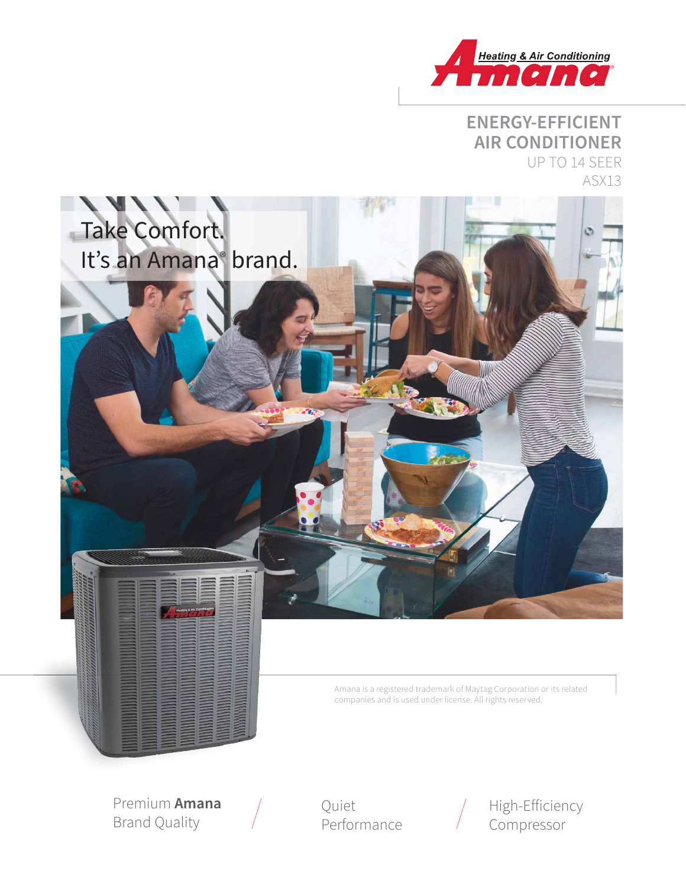Heating & Air Conditioning
Amana

# ENERGY-EFFICIENT AIR CONDITIONER

UP TO 14 SEER

ASX13

Take Comfort.
It's an Amana® brand.

Amana is a registered trademark of Maytag Corporation or its related companies and is used under license. All rights reserved.

Premium **Amana** Brand Quality

Quiet Performance

High-Efficiency Compressor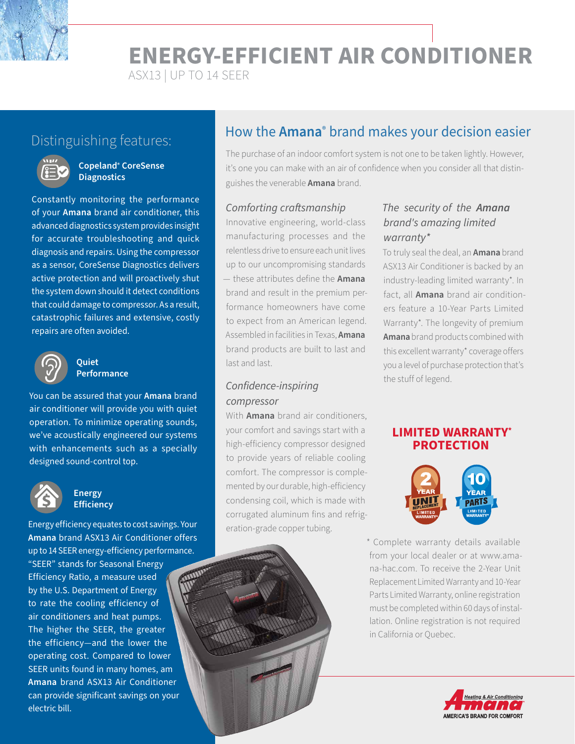# ENERGY-EFFICIENT AIR CONDITIONER

ASX13 | UP TO 14 SEER

## Distinguishing features:

### Copeland® CoreSense Diagnostics

Constantly monitoring the performance of your **Amana** brand air conditioner, this advanced diagnostics system provides insight for accurate troubleshooting and quick diagnosis and repairs. Using the compressor as a sensor, CoreSense Diagnostics delivers active protection and will proactively shut the system down should it detect conditions that could damage to compressor. As a result, catastrophic failures and extensive, costly repairs are often avoided.

### Quiet Performance

You can be assured that your **Amana** brand air conditioner will provide you with quiet operation. To minimize operating sounds, we've acoustically engineered our systems with enhancements such as a specially designed sound-control top.

### Energy Efficiency

Energy efficiency equates to cost savings. Your **Amana** brand ASX13 Air Conditioner offers up to 14 SEER energy-efficiency performance. "SEER" stands for Seasonal Energy Efficiency Ratio, a measure used by the U.S. Department of Energy to rate the cooling efficiency of air conditioners and heat pumps. The higher the SEER, the greater the efficiency—and the lower the operating cost. Compared to lower SEER units found in many homes, am **Amana** brand ASX13 Air Conditioner can provide significant savings on your electric bill.

## How the Amana® brand makes your decision easier

The purchase of an indoor comfort system is not one to be taken lightly. However, it's one you can make with an air of confidence when you consider all that distinguishes the venerable **Amana** brand.

### *Comforting craftsmanship*

Innovative engineering, world-class manufacturing processes and the relentless drive to ensure each unit lives up to our uncompromising standards — these attributes define the **Amana** brand and result in the premium performance homeowners have come to expect from an American legend. Assembled in facilities in Texas, **Amana** brand products are built to last and last and last.

### *Confidence-inspiring compressor*

With **Amana** brand air conditioners, your comfort and savings start with a high-efficiency compressor designed to provide years of reliable cooling comfort. The compressor is complemented by our durable, high-efficiency condensing coil, which is made with corrugated aluminum fins and refrigeration-grade copper tubing.

### *The security of the Amana brand's amazing limited warranty**

To truly seal the deal, an **Amana** brand ASX13 Air Conditioner is backed by an industry-leading limited warranty*. In fact, all **Amana** brand air conditioners feature a 10-Year Parts Limited Warranty*. The longevity of premium **Amana** brand products combined with this excellent warranty* coverage offers you a level of purchase protection that's the stuff of legend.

### LIMITED WARRANTY* PROTECTION

2 YEAR UNIT REPLACEMENT LIMITED WARRANTY*

10 YEAR PARTS LIMITED WARRANTY*

* Complete warranty details available from your local dealer or at www.amana-hac.com. To receive the 2-Year Unit Replacement Limited Warranty and 10-Year Parts Limited Warranty, online registration must be completed within 60 days of installation. Online registration is not required in California or Quebec.

Amana Heating & Air Conditioning — AMERICA'S BRAND FOR COMFORT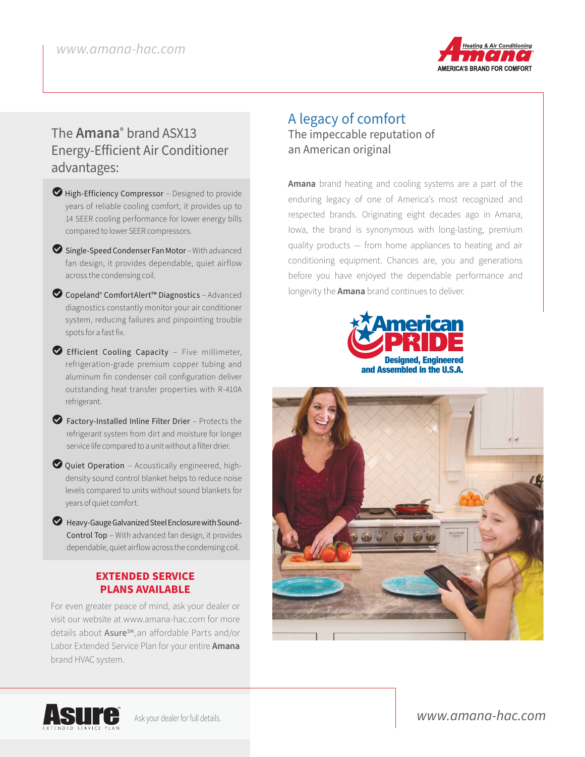## The **Amana**® brand ASX13 Energy-Efficient Air Conditioner advantages:

- High-Efficiency Compressor – Designed to provide years of reliable cooling comfort, it provides up to 14 SEER cooling performance for lower energy bills compared to lower SEER compressors.
- Single-Speed Condenser Fan Motor – With advanced fan design, it provides dependable, quiet airflow across the condensing coil.
- Copeland® ComfortAlert™ Diagnostics – Advanced diagnostics constantly monitor your air conditioner system, reducing failures and pinpointing trouble spots for a fast fix.
- Efficient Cooling Capacity – Five millimeter, refrigeration-grade premium copper tubing and aluminum fin condenser coil configuration deliver outstanding heat transfer properties with R-410A refrigerant.
- Factory-Installed Inline Filter Drier – Protects the refrigerant system from dirt and moisture for longer service life compared to a unit without a filter drier.
- Quiet Operation – Acoustically engineered, high-density sound control blanket helps to reduce noise levels compared to units without sound blankets for years of quiet comfort.
- Heavy-Gauge Galvanized Steel Enclosure with Sound-Control Top – With advanced fan design, it provides dependable, quiet airflow across the condensing coil.

**EXTENDED SERVICE PLANS AVAILABLE**

For even greater peace of mind, ask your dealer or visit our website at www.amana-hac.com for more details about Asure℠, an affordable Parts and/or Labor Extended Service Plan for your entire **Amana** brand HVAC system.

## A legacy of comfort

### The impeccable reputation of an American original

**Amana** brand heating and cooling systems are a part of the enduring legacy of one of America's most recognized and respected brands. Originating eight decades ago in Amana, Iowa, the brand is synonymous with long-lasting, premium quality products — from home appliances to heating and air conditioning equipment. Chances are, you and generations before you have enjoyed the dependable performance and longevity the **Amana** brand continues to deliver.

American PRIDE – Designed, Engineered and Assembled in the U.S.A.

Asure Extended Service Plan – Ask your dealer for full details.

www.amana-hac.com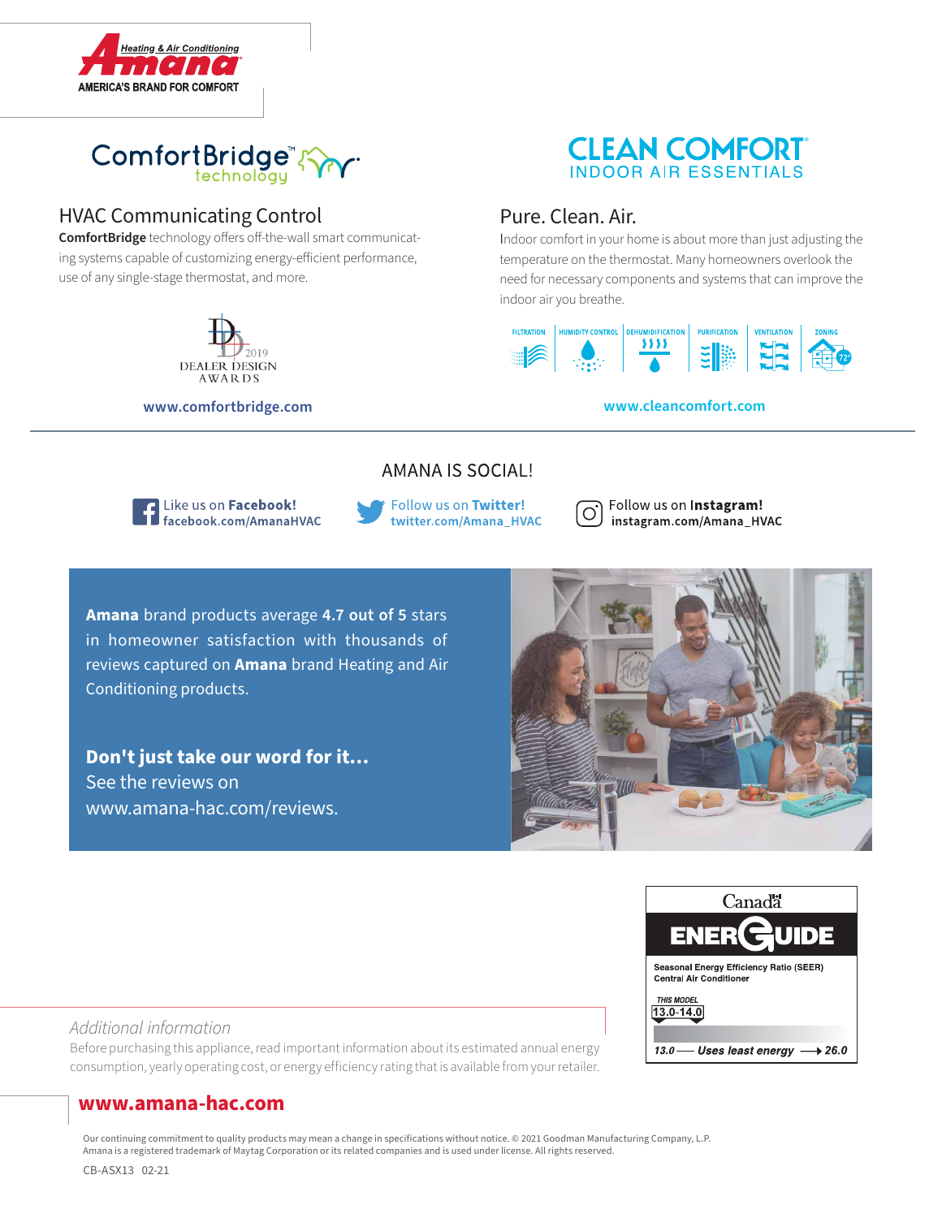Heating & Air Conditioning
Amana
AMERICA'S BRAND FOR COMFORT

ComfortBridge™ technology

## HVAC Communicating Control

**ComfortBridge** technology offers off-the-wall smart communicating systems capable of customizing energy-efficient performance, use of any single-stage thermostat, and more.

2019 DEALER DESIGN AWARDS

**www.comfortbridge.com**

CLEAN COMFORT® INDOOR AIR ESSENTIALS

## Pure. Clean. Air.

Indoor comfort in your home is about more than just adjusting the temperature on the thermostat. Many homeowners overlook the need for necessary components and systems that can improve the indoor air you breathe.

FILTRATION | HUMIDITY CONTROL | DEHUMIDIFICATION | PURIFICATION | VENTILATION | ZONING

**www.cleancomfort.com**

## AMANA IS SOCIAL!

Like us on **Facebook!**
**facebook.com/AmanaHVAC**

Follow us on **Twitter!**
**twitter.com/Amana_HVAC**

Follow us on **Instagram!**
**instagram.com/Amana_HVAC**

**Amana** brand products average **4.7 out of 5** stars in homeowner satisfaction with thousands of reviews captured on **Amana** brand Heating and Air Conditioning products.

**Don't just take our word for it...**
See the reviews on www.amana-hac.com/reviews.

Canada
ENERGUIDE
Seasonal Energy Efficiency Ratio (SEER)
Central Air Conditioner
THIS MODEL
13.0-14.0
13.0 — Uses least energy → 26.0

*Additional information*

Before purchasing this appliance, read important information about its estimated annual energy consumption, yearly operating cost, or energy efficiency rating that is available from your retailer.

**www.amana-hac.com**

Our continuing commitment to quality products may mean a change in specifications without notice. © 2021 Goodman Manufacturing Company, L.P.
Amana is a registered trademark of Maytag Corporation or its related companies and is used under license. All rights reserved.

CB-ASX13 02-21